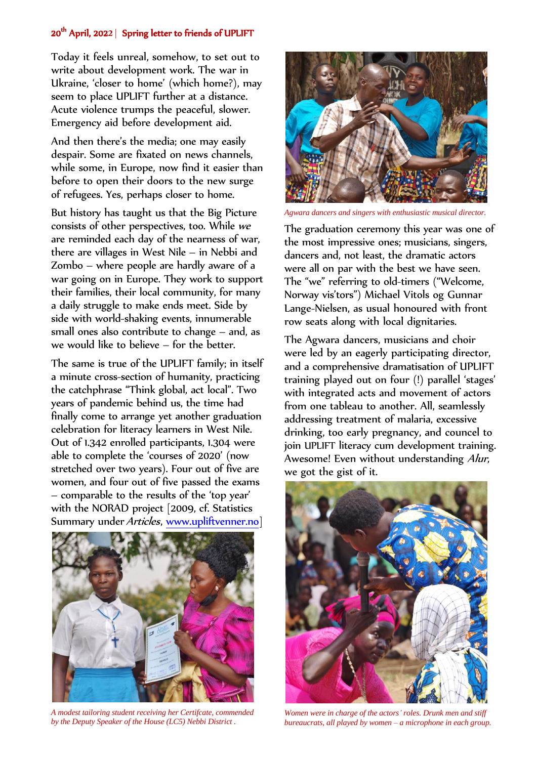20th April, 2022 | Spring letter to friends of UPLIFT

Today it feels unreal, somehow, to set out to write about development work. The war in Ukraine, 'closer to home' (which home?), may seem to place UPLIFT further at a distance. Acute violence trumps the peaceful, slower. Emergency aid before development aid.

And then there's the media; one may easily despair. Some are fixated on news channels, while some, in Europe, now find it easier than before to open their doors to the new surge of refugees. Yes, perhaps closer to home.

But history has taught us that the Big Picture consists of other perspectives, too. While *we* are reminded each day of the nearness of war, there are villages in West Nile – in Nebbi and Zombo – where people are hardly aware of a war going on in Europe. They work to support their families, their local community, for many a daily struggle to make ends meet. Side by side with world-shaking events, innumerable small ones also contribute to change – and, as we would like to believe – for the better.

The same is true of the UPLIFT family; in itself a minute cross-section of humanity, practicing the catchphrase "Think global, act local". Two years of pandemic behind us, the time had finally come to arrange yet another graduation celebration for literacy learners in West Nile. Out of 1.342 enrolled participants, 1.304 were able to complete the 'courses of 2020' (now stretched over two years). Four out of five are women, and four out of five passed the exams – comparable to the results of the 'top year' with the NORAD project [2009, cf. Statistics Summary under *Articles*, www.upliftvenner.no]

*A modest tailoring student receiving her Certifcate, commended by the Deputy Speaker of the House (LC5) Nebbi District .*

*Agwara dancers and singers with enthusiastic musical director.*

The graduation ceremony this year was one of the most impressive ones; musicians, singers, dancers and, not least, the dramatic actors were all on par with the best we have seen. The "we" referring to old-timers ("Welcome, Norway vis'tors") Michael Vitols og Gunnar Lange-Nielsen, as usual honoured with front row seats along with local dignitaries.

The Agwara dancers, musicians and choir were led by an eagerly participating director, and a comprehensive dramatisation of UPLIFT training played out on four (!) parallel 'stages' with integrated acts and movement of actors from one tableau to another. All, seamlessly addressing treatment of malaria, excessive drinking, too early pregnancy, and councel to join UPLIFT literacy cum development training. Awesome! Even without understanding *Alur*, we got the gist of it.

*Women were in charge of the actors' roles. Drunk men and stiff bureaucrats, all played by women – a microphone in each group.*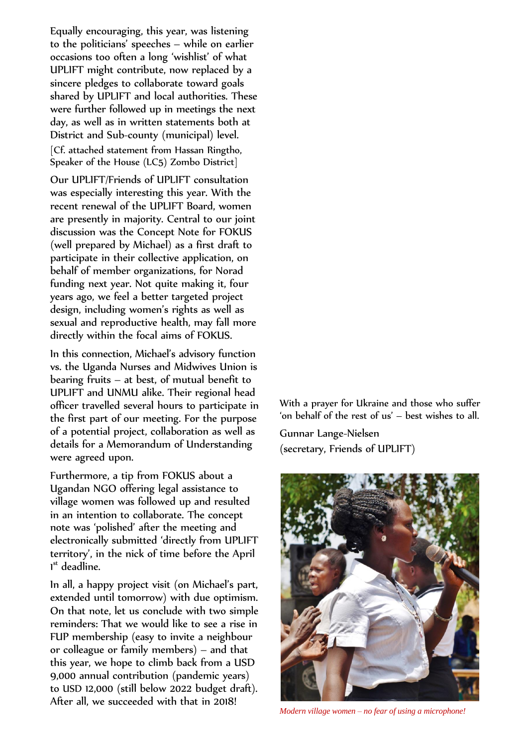Equally encouraging, this year, was listening to the politicians' speeches – while on earlier occasions too often a long 'wishlist' of what UPLIFT might contribute, now replaced by a sincere pledges to collaborate toward goals shared by UPLIFT and local authorities. These were further followed up in meetings the next day, as well as in written statements both at District and Sub-county (municipal) level.

[Cf. attached statement from Hassan Ringtho, Speaker of the House (LC5) Zombo District]

Our UPLIFT/Friends of UPLIFT consultation was especially interesting this year. With the recent renewal of the UPLIFT Board, women are presently in majority. Central to our joint discussion was the Concept Note for FOKUS (well prepared by Michael) as a first draft to participate in their collective application, on behalf of member organizations, for Norad funding next year. Not quite making it, four years ago, we feel a better targeted project design, including women's rights as well as sexual and reproductive health, may fall more directly within the focal aims of FOKUS.

In this connection, Michael's advisory function vs. the Uganda Nurses and Midwives Union is bearing fruits – at best, of mutual benefit to UPLIFT and UNMU alike. Their regional head officer travelled several hours to participate in the first part of our meeting. For the purpose of a potential project, collaboration as well as details for a Memorandum of Understanding were agreed upon.

Furthermore, a tip from FOKUS about a Ugandan NGO offering legal assistance to village women was followed up and resulted in an intention to collaborate. The concept note was 'polished' after the meeting and electronically submitted 'directly from UPLIFT territory', in the nick of time before the April 1st deadline.

In all, a happy project visit (on Michael's part, extended until tomorrow) with due optimism. On that note, let us conclude with two simple reminders: That we would like to see a rise in FUP membership (easy to invite a neighbour or colleague or family members) – and that this year, we hope to climb back from a USD 9,000 annual contribution (pandemic years) to USD 12,000 (still below 2022 budget draft). After all, we succeeded with that in 2018!

With a prayer for Ukraine and those who suffer 'on behalf of the rest of us' – best wishes to all.

Gunnar Lange-Nielsen
(secretary, Friends of UPLIFT)

*Modern village women – no fear of using a microphone!*